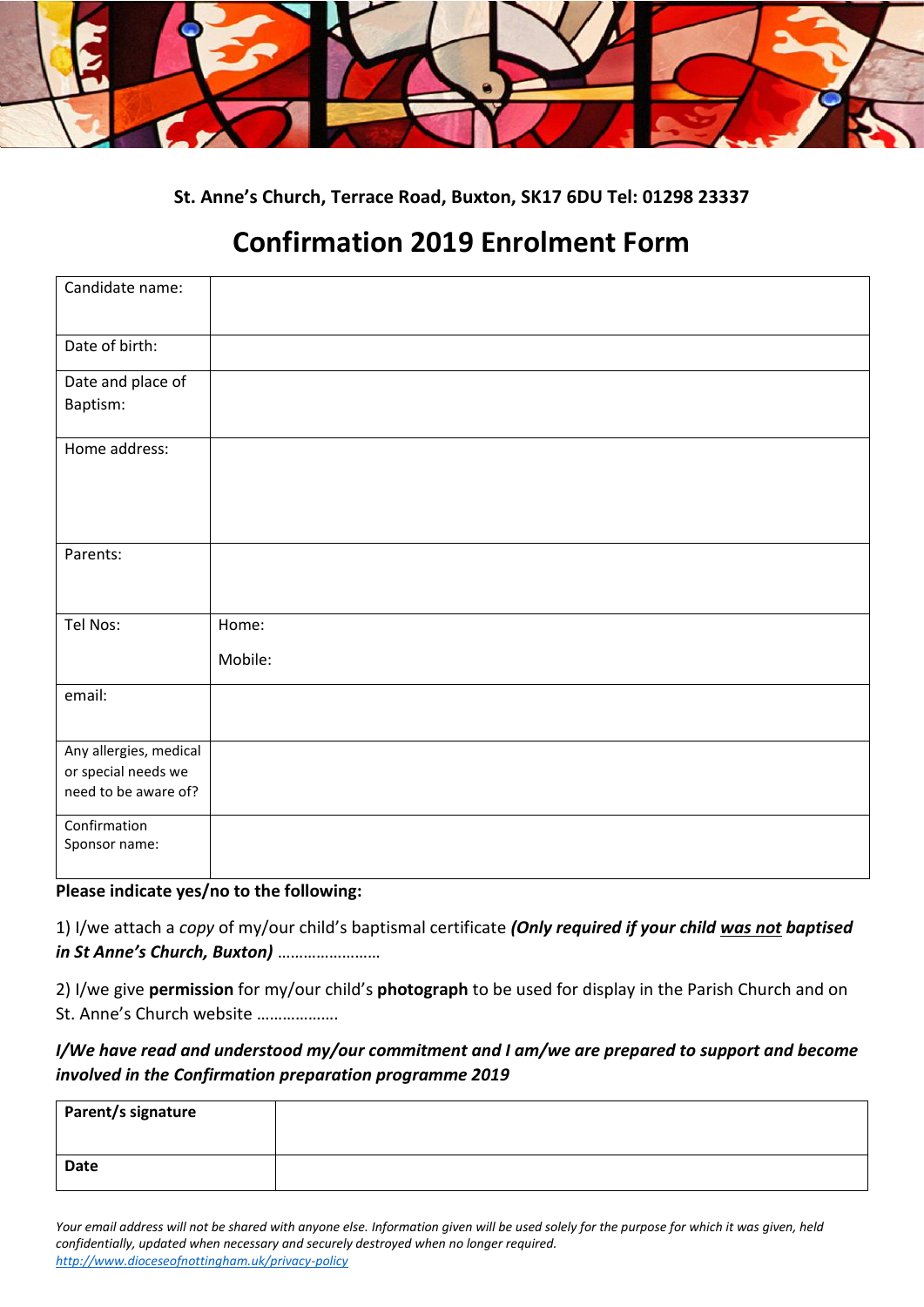**St. Anne's Church, Terrace Road, Buxton, SK17 6DU Tel: 01298 23337**

# Confirmation 2019 Enrolment Form

| | |
|---|---|
| Candidate name: | |
| Date of birth: | |
| Date and place of Baptism: | |
| Home address: | |
| Parents: | |
| Tel Nos: | Home:<br>Mobile: |
| email: | |
| Any allergies, medical or special needs we need to be aware of? | |
| Confirmation Sponsor name: | |

**Please indicate yes/no to the following:**

1) I/we attach a *copy* of my/our child's baptismal certificate ***(Only required if your child was not baptised in St Anne's Church, Buxton)*** ……………………

2) I/we give **permission** for my/our child's **photograph** to be used for display in the Parish Church and on St. Anne's Church website ………………

***I/We have read and understood my/our commitment and I am/we are prepared to support and become involved in the Confirmation preparation programme 2019***

| | |
|---|---|
| **Parent/s signature** | |
| **Date** | |

*Your email address will not be shared with anyone else. Information given will be used solely for the purpose for which it was given, held confidentially, updated when necessary and securely destroyed when no longer required.*
*http://www.dioceseofnottingham.uk/privacy-policy*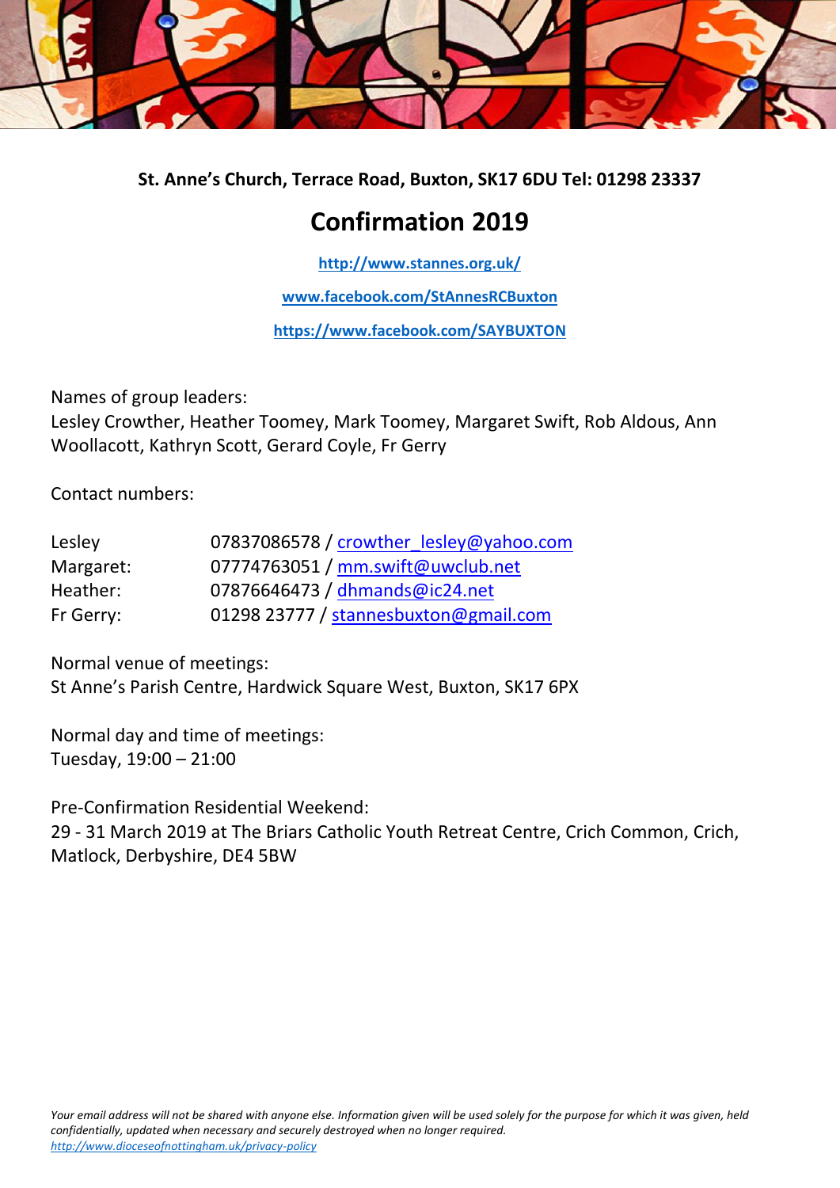**St. Anne's Church, Terrace Road, Buxton, SK17 6DU Tel: 01298 23337**

# Confirmation 2019

**http://www.stannes.org.uk/**

**www.facebook.com/StAnnesRCBuxton**

**https://www.facebook.com/SAYBUXTON**

Names of group leaders:
Lesley Crowther, Heather Toomey, Mark Toomey, Margaret Swift, Rob Aldous, Ann Woollacott, Kathryn Scott, Gerard Coyle, Fr Gerry

Contact numbers:

| | |
|---|---|
| Lesley | 07837086578 / crowther_lesley@yahoo.com |
| Margaret: | 07774763051 / mm.swift@uwclub.net |
| Heather: | 07876646473 / dhmands@ic24.net |
| Fr Gerry: | 01298 23777 / stannesbuxton@gmail.com |

Normal venue of meetings:
St Anne's Parish Centre, Hardwick Square West, Buxton, SK17 6PX

Normal day and time of meetings:
Tuesday, 19:00 – 21:00

Pre-Confirmation Residential Weekend:
29 - 31 March 2019 at The Briars Catholic Youth Retreat Centre, Crich Common, Crich, Matlock, Derbyshire, DE4 5BW

*Your email address will not be shared with anyone else. Information given will be used solely for the purpose for which it was given, held confidentially, updated when necessary and securely destroyed when no longer required.*
*http://www.dioceseofnottingham.uk/privacy-policy*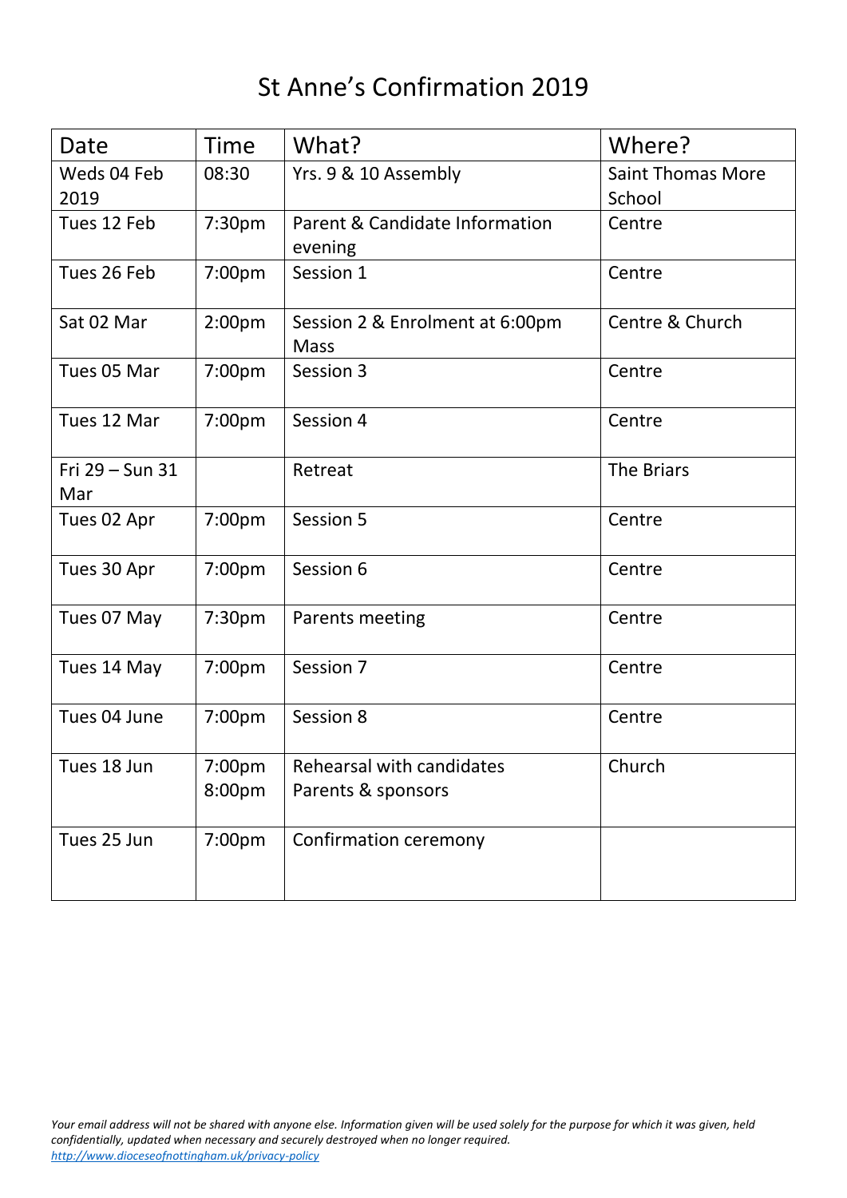# St Anne's Confirmation 2019

| Date | Time | What? | Where? |
| --- | --- | --- | --- |
| Weds 04 Feb 2019 | 08:30 | Yrs. 9 & 10 Assembly | Saint Thomas More School |
| Tues 12 Feb | 7:30pm | Parent & Candidate Information evening | Centre |
| Tues 26 Feb | 7:00pm | Session 1 | Centre |
| Sat 02 Mar | 2:00pm | Session 2 & Enrolment at 6:00pm Mass | Centre & Church |
| Tues 05 Mar | 7:00pm | Session 3 | Centre |
| Tues 12 Mar | 7:00pm | Session 4 | Centre |
| Fri 29 – Sun 31 Mar | | Retreat | The Briars |
| Tues 02 Apr | 7:00pm | Session 5 | Centre |
| Tues 30 Apr | 7:00pm | Session 6 | Centre |
| Tues 07 May | 7:30pm | Parents meeting | Centre |
| Tues 14 May | 7:00pm | Session 7 | Centre |
| Tues 04 June | 7:00pm | Session 8 | Centre |
| Tues 18 Jun | 7:00pm 8:00pm | Rehearsal with candidates Parents & sponsors | Church |
| Tues 25 Jun | 7:00pm | Confirmation ceremony | |

*Your email address will not be shared with anyone else. Information given will be used solely for the purpose for which it was given, held confidentially, updated when necessary and securely destroyed when no longer required.*
*http://www.dioceseofnottingham.uk/privacy-policy*